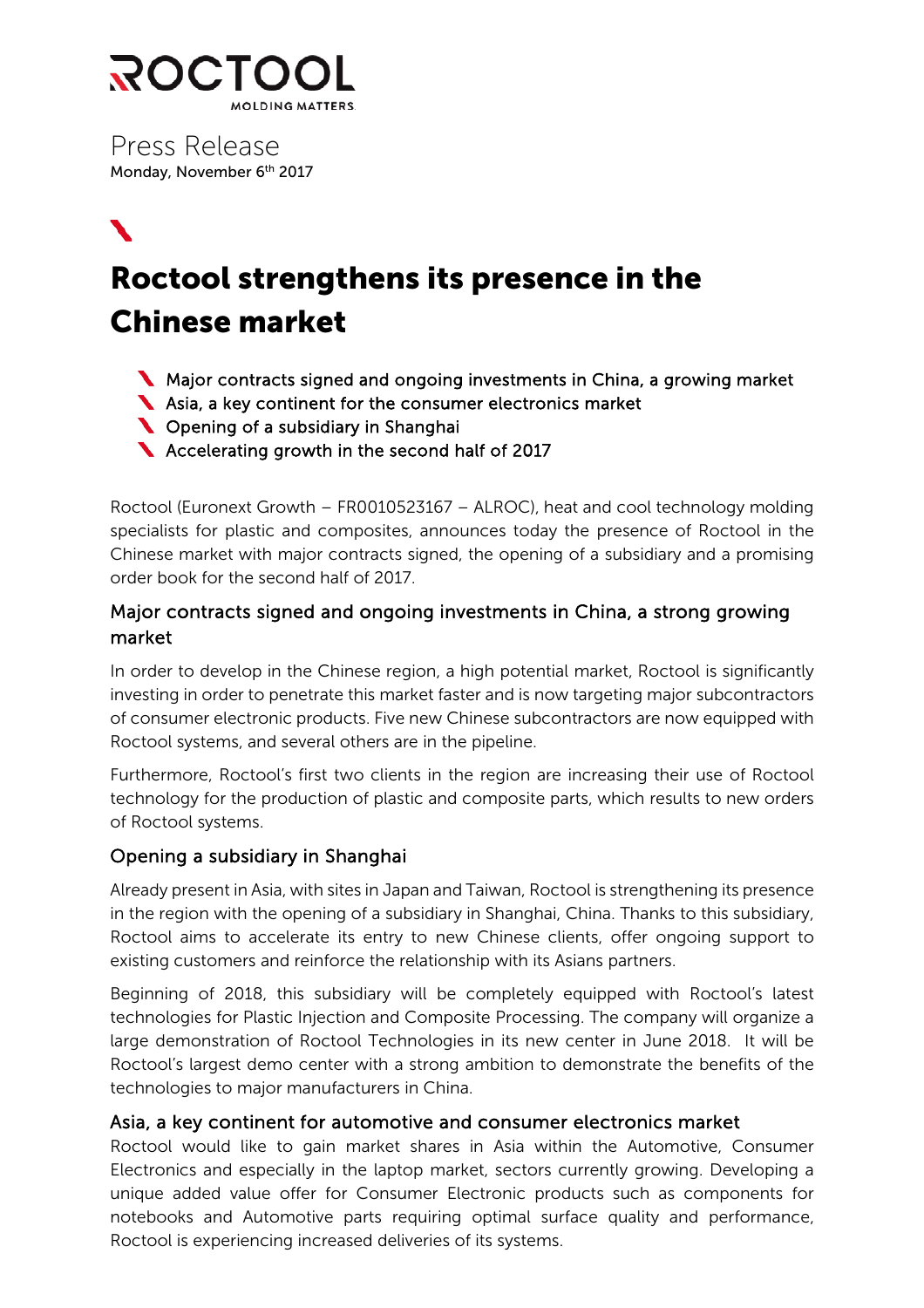ROCTOOL
MOLDING MATTERS.

Press Release
Monday, November 6th 2017

# Roctool strengthens its presence in the Chinese market

- Major contracts signed and ongoing investments in China, a growing market
- Asia, a key continent for the consumer electronics market
- Opening of a subsidiary in Shanghai
- Accelerating growth in the second half of 2017

Roctool (Euronext Growth – FR0010523167 – ALROC), heat and cool technology molding specialists for plastic and composites, announces today the presence of Roctool in the Chinese market with major contracts signed, the opening of a subsidiary and a promising order book for the second half of 2017.

## Major contracts signed and ongoing investments in China, a strong growing market

In order to develop in the Chinese region, a high potential market, Roctool is significantly investing in order to penetrate this market faster and is now targeting major subcontractors of consumer electronic products. Five new Chinese subcontractors are now equipped with Roctool systems, and several others are in the pipeline.

Furthermore, Roctool's first two clients in the region are increasing their use of Roctool technology for the production of plastic and composite parts, which results to new orders of Roctool systems.

## Opening a subsidiary in Shanghai

Already present in Asia, with sites in Japan and Taiwan, Roctool is strengthening its presence in the region with the opening of a subsidiary in Shanghai, China. Thanks to this subsidiary, Roctool aims to accelerate its entry to new Chinese clients, offer ongoing support to existing customers and reinforce the relationship with its Asians partners.

Beginning of 2018, this subsidiary will be completely equipped with Roctool's latest technologies for Plastic Injection and Composite Processing. The company will organize a large demonstration of Roctool Technologies in its new center in June 2018. It will be Roctool's largest demo center with a strong ambition to demonstrate the benefits of the technologies to major manufacturers in China.

## Asia, a key continent for automotive and consumer electronics market

Roctool would like to gain market shares in Asia within the Automotive, Consumer Electronics and especially in the laptop market, sectors currently growing. Developing a unique added value offer for Consumer Electronic products such as components for notebooks and Automotive parts requiring optimal surface quality and performance, Roctool is experiencing increased deliveries of its systems.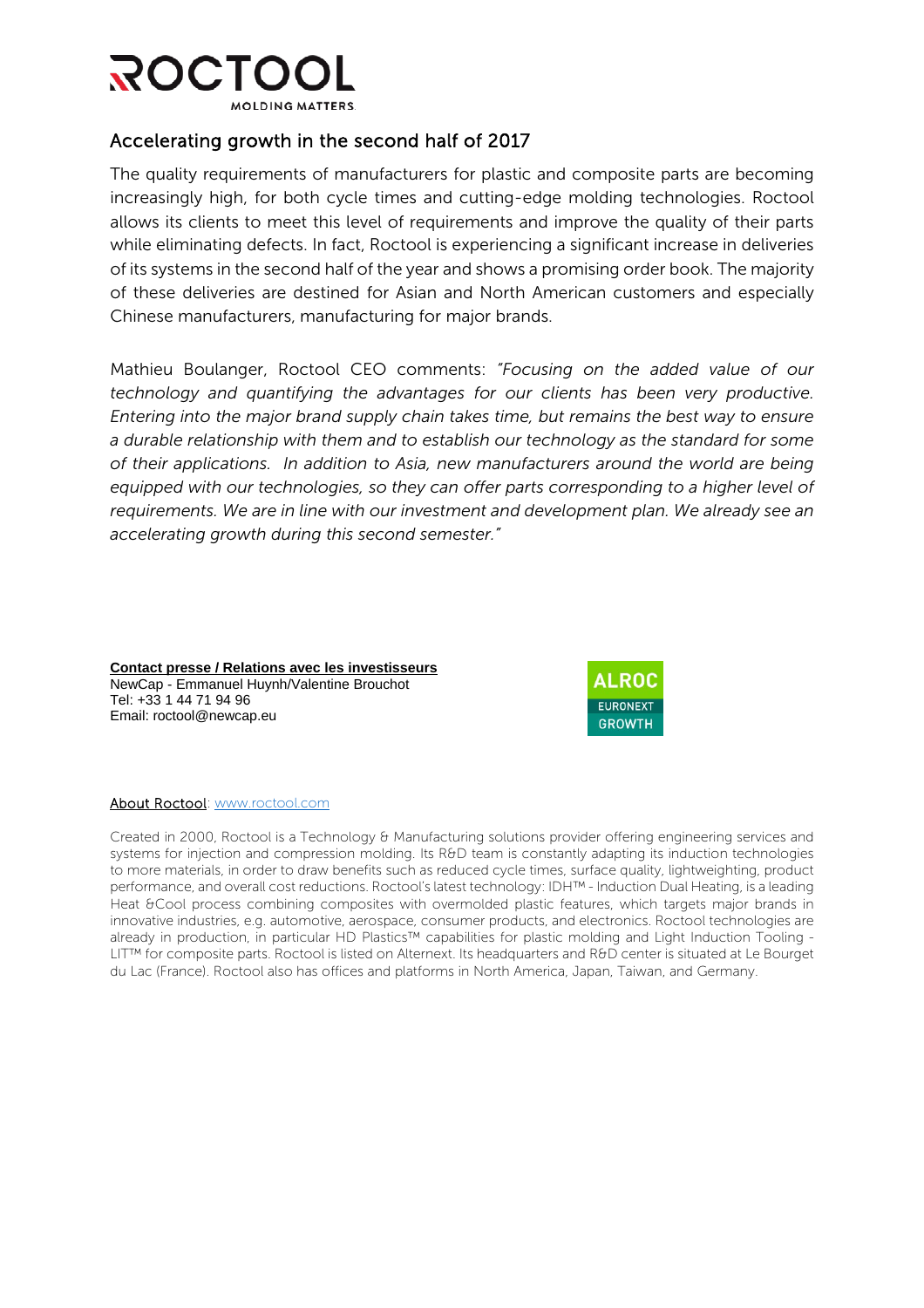ROCTOOL

MOLDING MATTERS

## Accelerating growth in the second half of 2017

The quality requirements of manufacturers for plastic and composite parts are becoming increasingly high, for both cycle times and cutting-edge molding technologies. Roctool allows its clients to meet this level of requirements and improve the quality of their parts while eliminating defects. In fact, Roctool is experiencing a significant increase in deliveries of its systems in the second half of the year and shows a promising order book. The majority of these deliveries are destined for Asian and North American customers and especially Chinese manufacturers, manufacturing for major brands.

Mathieu Boulanger, Roctool CEO comments: *"Focusing on the added value of our technology and quantifying the advantages for our clients has been very productive. Entering into the major brand supply chain takes time, but remains the best way to ensure a durable relationship with them and to establish our technology as the standard for some of their applications. In addition to Asia, new manufacturers around the world are being equipped with our technologies, so they can offer parts corresponding to a higher level of requirements. We are in line with our investment and development plan. We already see an accelerating growth during this second semester."*

**Contact presse / Relations avec les investisseurs**
NewCap - Emmanuel Huynh/Valentine Brouchot
Tel: +33 1 44 71 94 96
Email: roctool@newcap.eu

ALROC
EURONEXT
GROWTH

About Roctool: www.roctool.com

Created in 2000, Roctool is a Technology & Manufacturing solutions provider offering engineering services and systems for injection and compression molding. Its R&D team is constantly adapting its induction technologies to more materials, in order to draw benefits such as reduced cycle times, surface quality, lightweighting, product performance, and overall cost reductions. Roctool's latest technology: IDH™ - Induction Dual Heating, is a leading Heat &Cool process combining composites with overmolded plastic features, which targets major brands in innovative industries, e.g. automotive, aerospace, consumer products, and electronics. Roctool technologies are already in production, in particular HD Plastics™ capabilities for plastic molding and Light Induction Tooling - LIT™ for composite parts. Roctool is listed on Alternext. Its headquarters and R&D center is situated at Le Bourget du Lac (France). Roctool also has offices and platforms in North America, Japan, Taiwan, and Germany.